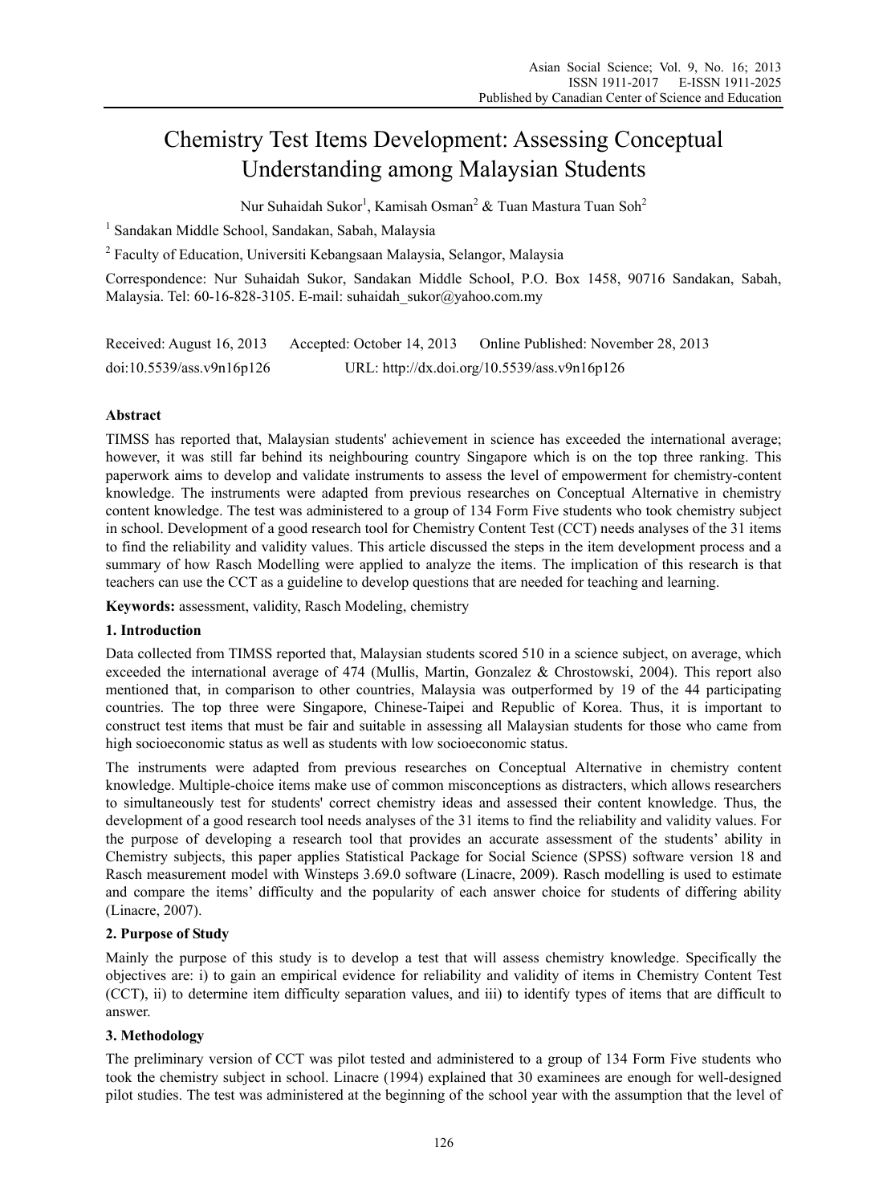# Chemistry Test Items Development: Assessing Conceptual Understanding among Malaysian Students

Nur Suhaidah Sukor[1], Kamisah Osman[2] & Tuan Mastura Tuan Soh[2]

[1] Sandakan Middle School, Sandakan, Sabah, Malaysia

[2] Faculty of Education, Universiti Kebangsaan Malaysia, Selangor, Malaysia

Correspondence: Nur Suhaidah Sukor, Sandakan Middle School, P.O. Box 1458, 90716 Sandakan, Sabah, Malaysia. Tel: 60-16-828-3105. E-mail: suhaidah_sukor@yahoo.com.my

Received: August 16, 2013 Accepted: October 14, 2013 Online Published: November 28, 2013

doi:10.5539/ass.v9n16p126 URL: http://dx.doi.org/10.5539/ass.v9n16p126

**Abstract**

TIMSS has reported that, Malaysian students' achievement in science has exceeded the international average; however, it was still far behind its neighbouring country Singapore which is on the top three ranking. This paperwork aims to develop and validate instruments to assess the level of empowerment for chemistry-content knowledge. The instruments were adapted from previous researches on Conceptual Alternative in chemistry content knowledge. The test was administered to a group of 134 Form Five students who took chemistry subject in school. Development of a good research tool for Chemistry Content Test (CCT) needs analyses of the 31 items to find the reliability and validity values. This article discussed the steps in the item development process and a summary of how Rasch Modelling were applied to analyze the items. The implication of this research is that teachers can use the CCT as a guideline to develop questions that are needed for teaching and learning.

**Keywords:** assessment, validity, Rasch Modeling, chemistry

## 1. Introduction

Data collected from TIMSS reported that, Malaysian students scored 510 in a science subject, on average, which exceeded the international average of 474 (Mullis, Martin, Gonzalez & Chrostowski, 2004). This report also mentioned that, in comparison to other countries, Malaysia was outperformed by 19 of the 44 participating countries. The top three were Singapore, Chinese-Taipei and Republic of Korea. Thus, it is important to construct test items that must be fair and suitable in assessing all Malaysian students for those who came from high socioeconomic status as well as students with low socioeconomic status.

The instruments were adapted from previous researches on Conceptual Alternative in chemistry content knowledge. Multiple-choice items make use of common misconceptions as distracters, which allows researchers to simultaneously test for students' correct chemistry ideas and assessed their content knowledge. Thus, the development of a good research tool needs analyses of the 31 items to find the reliability and validity values. For the purpose of developing a research tool that provides an accurate assessment of the students' ability in Chemistry subjects, this paper applies Statistical Package for Social Science (SPSS) software version 18 and Rasch measurement model with Winsteps 3.69.0 software (Linacre, 2009). Rasch modelling is used to estimate and compare the items' difficulty and the popularity of each answer choice for students of differing ability (Linacre, 2007).

## 2. Purpose of Study

Mainly the purpose of this study is to develop a test that will assess chemistry knowledge. Specifically the objectives are: i) to gain an empirical evidence for reliability and validity of items in Chemistry Content Test (CCT), ii) to determine item difficulty separation values, and iii) to identify types of items that are difficult to answer.

## 3. Methodology

The preliminary version of CCT was pilot tested and administered to a group of 134 Form Five students who took the chemistry subject in school. Linacre (1994) explained that 30 examinees are enough for well-designed pilot studies. The test was administered at the beginning of the school year with the assumption that the level of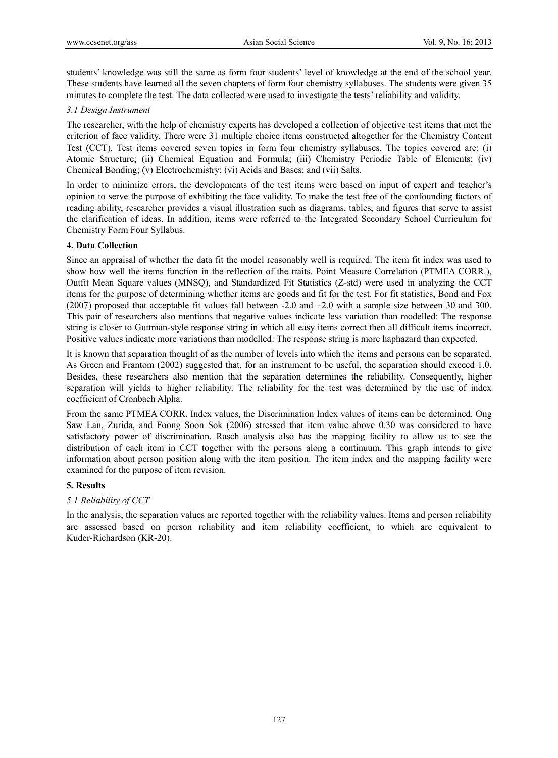students' knowledge was still the same as form four students' level of knowledge at the end of the school year. These students have learned all the seven chapters of form four chemistry syllabuses. The students were given 35 minutes to complete the test. The data collected were used to investigate the tests' reliability and validity.

### *3.1 Design Instrument*

The researcher, with the help of chemistry experts has developed a collection of objective test items that met the criterion of face validity. There were 31 multiple choice items constructed altogether for the Chemistry Content Test (CCT). Test items covered seven topics in form four chemistry syllabuses. The topics covered are: (i) Atomic Structure; (ii) Chemical Equation and Formula; (iii) Chemistry Periodic Table of Elements; (iv) Chemical Bonding; (v) Electrochemistry; (vi) Acids and Bases; and (vii) Salts.

In order to minimize errors, the developments of the test items were based on input of expert and teacher's opinion to serve the purpose of exhibiting the face validity. To make the test free of the confounding factors of reading ability, researcher provides a visual illustration such as diagrams, tables, and figures that serve to assist the clarification of ideas. In addition, items were referred to the Integrated Secondary School Curriculum for Chemistry Form Four Syllabus.

## **4. Data Collection**

Since an appraisal of whether the data fit the model reasonably well is required. The item fit index was used to show how well the items function in the reflection of the traits. Point Measure Correlation (PTMEA CORR.), Outfit Mean Square values (MNSQ), and Standardized Fit Statistics (Z-std) were used in analyzing the CCT items for the purpose of determining whether items are goods and fit for the test. For fit statistics, Bond and Fox (2007) proposed that acceptable fit values fall between -2.0 and +2.0 with a sample size between 30 and 300. This pair of researchers also mentions that negative values indicate less variation than modelled: The response string is closer to Guttman-style response string in which all easy items correct then all difficult items incorrect. Positive values indicate more variations than modelled: The response string is more haphazard than expected.

It is known that separation thought of as the number of levels into which the items and persons can be separated. As Green and Frantom (2002) suggested that, for an instrument to be useful, the separation should exceed 1.0. Besides, these researchers also mention that the separation determines the reliability. Consequently, higher separation will yields to higher reliability. The reliability for the test was determined by the use of index coefficient of Cronbach Alpha.

From the same PTMEA CORR. Index values, the Discrimination Index values of items can be determined. Ong Saw Lan, Zurida, and Foong Soon Sok (2006) stressed that item value above 0.30 was considered to have satisfactory power of discrimination. Rasch analysis also has the mapping facility to allow us to see the distribution of each item in CCT together with the persons along a continuum. This graph intends to give information about person position along with the item position. The item index and the mapping facility were examined for the purpose of item revision.

## **5. Results**

### *5.1 Reliability of CCT*

In the analysis, the separation values are reported together with the reliability values. Items and person reliability are assessed based on person reliability and item reliability coefficient, to which are equivalent to Kuder-Richardson (KR-20).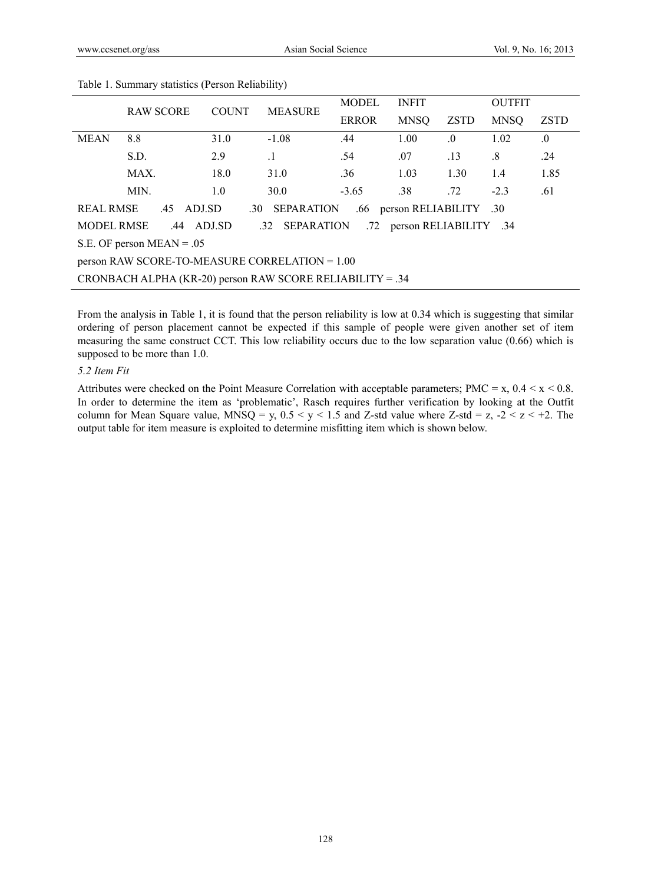Table 1. Summary statistics (Person Reliability)

| | RAW SCORE | COUNT | MEASURE | MODEL | INFIT | | OUTFIT | |
|---|---|---|---|---|---|---|---|---|
| | | | | ERROR | MNSQ | ZSTD | MNSQ | ZSTD |
| MEAN | 8.8 | 31.0 | -1.08 | .44 | 1.00 | .0 | 1.02 | .0 |
| | S.D. | 2.9 | .1 | .54 | .07 | .13 | .8 | .24 |
| | MAX. | 18.0 | 31.0 | .36 | 1.03 | 1.30 | 1.4 | 1.85 |
| | MIN. | 1.0 | 30.0 | -3.65 | .38 | .72 | -2.3 | .61 |

REAL RMSE .45 ADJ.SD .30 SEPARATION .66 person RELIABILITY .30

MODEL RMSE .44 ADJ.SD .32 SEPARATION .72 person RELIABILITY .34

S.E. OF person MEAN = .05

person RAW SCORE-TO-MEASURE CORRELATION = 1.00

CRONBACH ALPHA (KR-20) person RAW SCORE RELIABILITY = .34

From the analysis in Table 1, it is found that the person reliability is low at 0.34 which is suggesting that similar ordering of person placement cannot be expected if this sample of people were given another set of item measuring the same construct CCT. This low reliability occurs due to the low separation value (0.66) which is supposed to be more than 1.0.

*5.2 Item Fit*

Attributes were checked on the Point Measure Correlation with acceptable parameters; PMC = $x$, $0.4 < x < 0.8$. In order to determine the item as 'problematic', Rasch requires further verification by looking at the Outfit column for Mean Square value, MNSQ = $y$, $0.5 < y < 1.5$ and Z-std value where Z-std = $z$, $-2 < z < +2$. The output table for item measure is exploited to determine misfitting item which is shown below.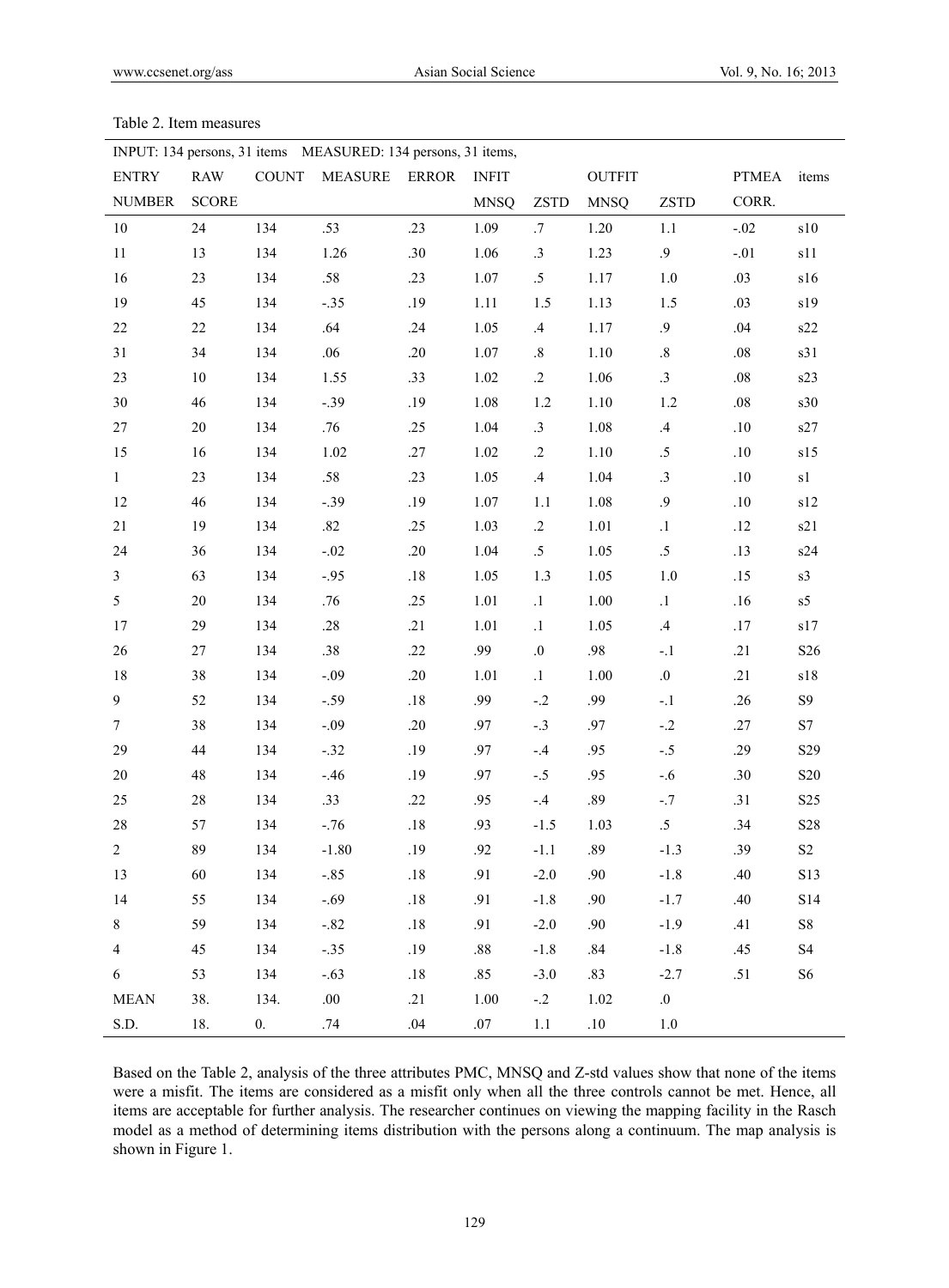Table 2. Item measures

| INPUT: 134 persons, 31 items | | MEASURED: 134 persons, 31 items, | | | | | | | | |
|---|---|---|---|---|---|---|---|---|---|---|
| ENTRY NUMBER | RAW SCORE | COUNT | MEASURE | ERROR | INFIT MNSQ | ZSTD | OUTFIT MNSQ | ZSTD | PTMEA CORR. | items |
| 10 | 24 | 134 | .53 | .23 | 1.09 | .7 | 1.20 | 1.1 | -.02 | s10 |
| 11 | 13 | 134 | 1.26 | .30 | 1.06 | .3 | 1.23 | .9 | -.01 | s11 |
| 16 | 23 | 134 | .58 | .23 | 1.07 | .5 | 1.17 | 1.0 | .03 | s16 |
| 19 | 45 | 134 | -.35 | .19 | 1.11 | 1.5 | 1.13 | 1.5 | .03 | s19 |
| 22 | 22 | 134 | .64 | .24 | 1.05 | .4 | 1.17 | .9 | .04 | s22 |
| 31 | 34 | 134 | .06 | .20 | 1.07 | .8 | 1.10 | .8 | .08 | s31 |
| 23 | 10 | 134 | 1.55 | .33 | 1.02 | .2 | 1.06 | .3 | .08 | s23 |
| 30 | 46 | 134 | -.39 | .19 | 1.08 | 1.2 | 1.10 | 1.2 | .08 | s30 |
| 27 | 20 | 134 | .76 | .25 | 1.04 | .3 | 1.08 | .4 | .10 | s27 |
| 15 | 16 | 134 | 1.02 | .27 | 1.02 | .2 | 1.10 | .5 | .10 | s15 |
| 1 | 23 | 134 | .58 | .23 | 1.05 | .4 | 1.04 | .3 | .10 | s1 |
| 12 | 46 | 134 | -.39 | .19 | 1.07 | 1.1 | 1.08 | .9 | .10 | s12 |
| 21 | 19 | 134 | .82 | .25 | 1.03 | .2 | 1.01 | .1 | .12 | s21 |
| 24 | 36 | 134 | -.02 | .20 | 1.04 | .5 | 1.05 | .5 | .13 | s24 |
| 3 | 63 | 134 | -.95 | .18 | 1.05 | 1.3 | 1.05 | 1.0 | .15 | s3 |
| 5 | 20 | 134 | .76 | .25 | 1.01 | .1 | 1.00 | .1 | .16 | s5 |
| 17 | 29 | 134 | .28 | .21 | 1.01 | .1 | 1.05 | .4 | .17 | s17 |
| 26 | 27 | 134 | .38 | .22 | .99 | .0 | .98 | -.1 | .21 | S26 |
| 18 | 38 | 134 | -.09 | .20 | 1.01 | .1 | 1.00 | .0 | .21 | s18 |
| 9 | 52 | 134 | -.59 | .18 | .99 | -.2 | .99 | -.1 | .26 | S9 |
| 7 | 38 | 134 | -.09 | .20 | .97 | -.3 | .97 | -.2 | .27 | S7 |
| 29 | 44 | 134 | -.32 | .19 | .97 | -.4 | .95 | -.5 | .29 | S29 |
| 20 | 48 | 134 | -.46 | .19 | .97 | -.5 | .95 | -.6 | .30 | S20 |
| 25 | 28 | 134 | .33 | .22 | .95 | -.4 | .89 | -.7 | .31 | S25 |
| 28 | 57 | 134 | -.76 | .18 | .93 | -1.5 | 1.03 | .5 | .34 | S28 |
| 2 | 89 | 134 | -1.80 | .19 | .92 | -1.1 | .89 | -1.3 | .39 | S2 |
| 13 | 60 | 134 | -.85 | .18 | .91 | -2.0 | .90 | -1.8 | .40 | S13 |
| 14 | 55 | 134 | -.69 | .18 | .91 | -1.8 | .90 | -1.7 | .40 | S14 |
| 8 | 59 | 134 | -.82 | .18 | .91 | -2.0 | .90 | -1.9 | .41 | S8 |
| 4 | 45 | 134 | -.35 | .19 | .88 | -1.8 | .84 | -1.8 | .45 | S4 |
| 6 | 53 | 134 | -.63 | .18 | .85 | -3.0 | .83 | -2.7 | .51 | S6 |
| MEAN | 38. | 134. | .00 | .21 | 1.00 | -.2 | 1.02 | .0 | | |
| S.D. | 18. | 0. | .74 | .04 | .07 | 1.1 | .10 | 1.0 | | |

Based on the Table 2, analysis of the three attributes PMC, MNSQ and Z-std values show that none of the items were a misfit. The items are considered as a misfit only when all the three controls cannot be met. Hence, all items are acceptable for further analysis. The researcher continues on viewing the mapping facility in the Rasch model as a method of determining items distribution with the persons along a continuum. The map analysis is shown in Figure 1.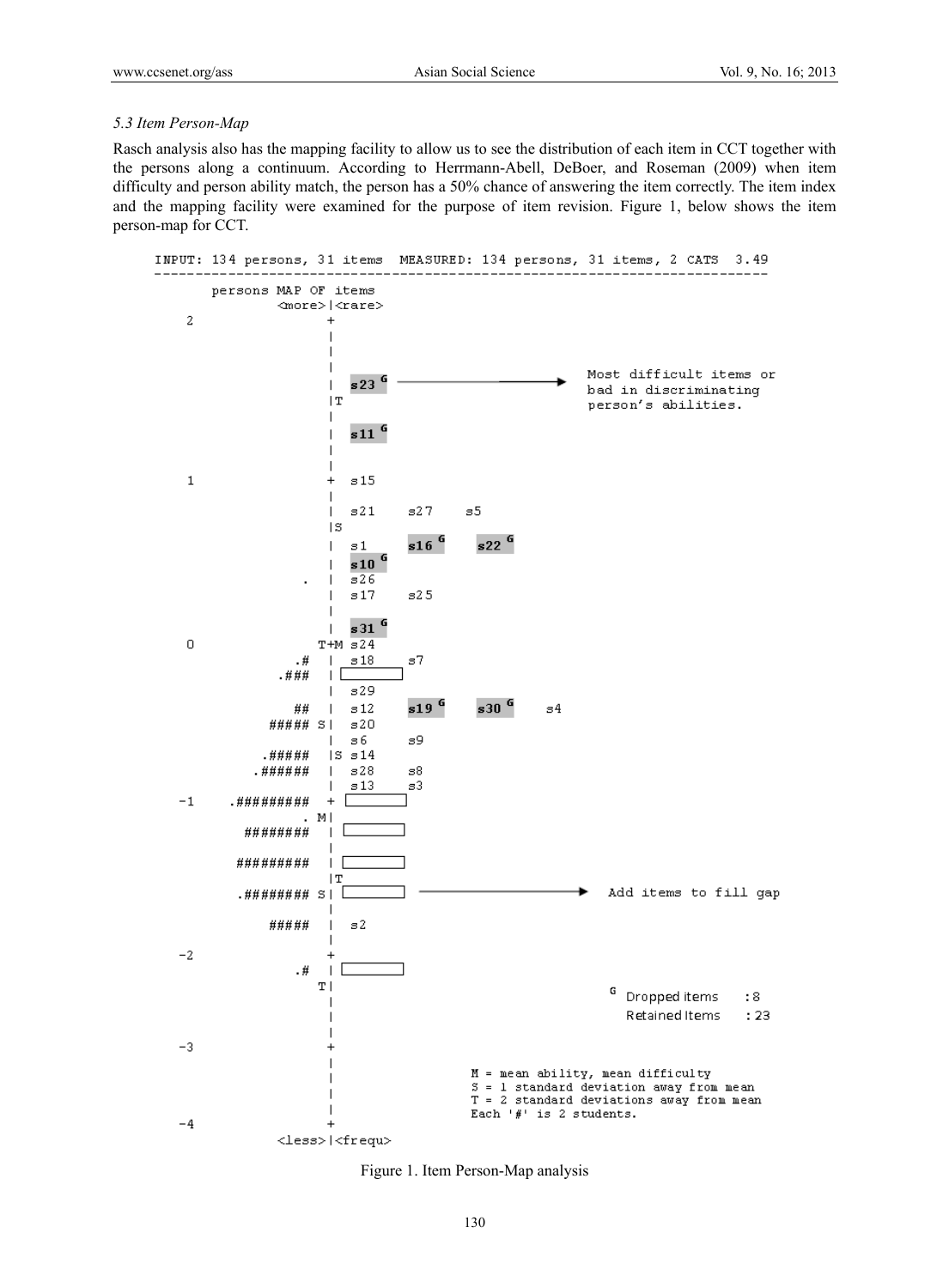### 5.3 Item Person-Map

Rasch analysis also has the mapping facility to allow us to see the distribution of each item in CCT together with the persons along a continuum. According to Herrmann-Abell, DeBoer, and Roseman (2009) when item difficulty and person ability match, the person has a 50% chance of answering the item correctly. The item index and the mapping facility were examined for the purpose of item revision. Figure 1, below shows the item person-map for CCT.

```
INPUT: 134 persons, 31 items  MEASURED: 134 persons, 31 items, 2 CATS  3.49
--------------------------------------------------------------------------
      persons MAP OF items
             <more>|<rare>
 2                 +
                   |
                   |
                   |
                   |  s23 G  ---------->  Most difficult items or
                   |T                     bad in discriminating
                   |                      person's abilities.
                   |  s11 G
                   |
                   |
 1                 +  s15
                   |
                   |  s21    s27    s5
                   |S
                   |  s1     s16 G  s22 G
                   |  s10 G
                .  |  s26
                   |  s17    s25
                   |
                   |  s31 G
 0                T+M s24
               .#  |  s18    s7
             .###  |  [ ]
                   |  s29
               ##  |  s12    s19 G  s30 G  s4
            ##### S|  s20
                   |  s6     s9
           .#####  |S s14
          .######  |  s28    s8
                   |  s13    s3
-1     .#########  +  [ ]
                . M|
         ########  |  [ ]
                   |
        #########  |  [ ]
                   |T
        .######## S|  [ ]  ---------->  Add items to fill gap
                   |
            #####  |  s2
                   |
-2                 +
               .#  |  [ ]
                  T|                    G Dropped items   : 8
                   |                      Retained Items  : 23
                   |
                   |
-3                 +
                   |              M = mean ability, mean difficulty
                   |              S = 1 standard deviation away from mean
                   |              T = 2 standard deviations away from mean
                   |              Each '#' is 2 students.
-4                 +
             <less>|<frequ>
```

Figure 1. Item Person-Map analysis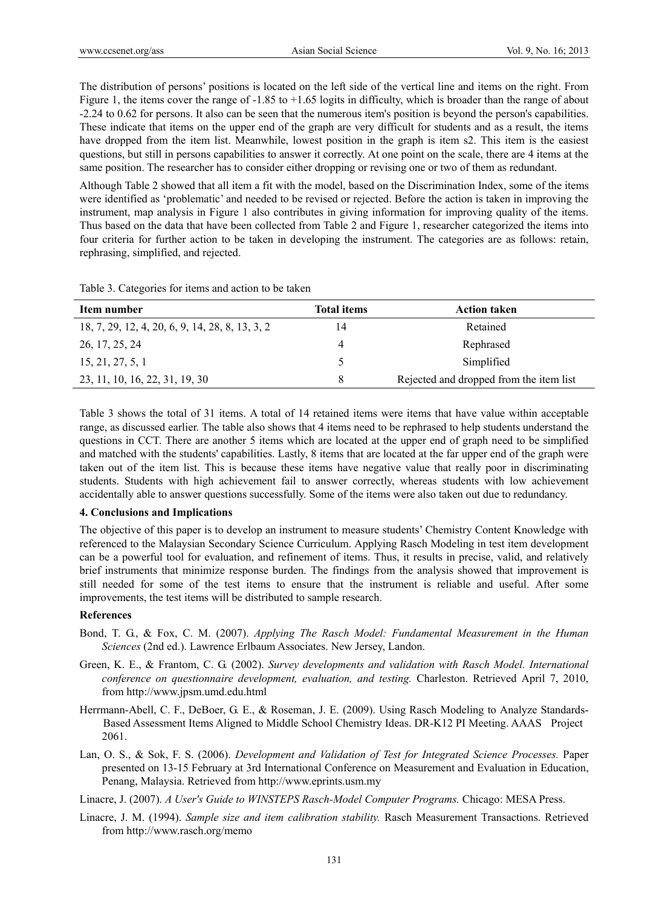The distribution of persons' positions is located on the left side of the vertical line and items on the right. From Figure 1, the items cover the range of -1.85 to +1.65 logits in difficulty, which is broader than the range of about -2.24 to 0.62 for persons. It also can be seen that the numerous item's position is beyond the person's capabilities. These indicate that items on the upper end of the graph are very difficult for students and as a result, the items have dropped from the item list. Meanwhile, lowest position in the graph is item s2. This item is the easiest questions, but still in persons capabilities to answer it correctly. At one point on the scale, there are 4 items at the same position. The researcher has to consider either dropping or revising one or two of them as redundant.

Although Table 2 showed that all item a fit with the model, based on the Discrimination Index, some of the items were identified as 'problematic' and needed to be revised or rejected. Before the action is taken in improving the instrument, map analysis in Figure 1 also contributes in giving information for improving quality of the items. Thus based on the data that have been collected from Table 2 and Figure 1, researcher categorized the items into four criteria for further action to be taken in developing the instrument. The categories are as follows: retain, rephrasing, simplified, and rejected.

Table 3. Categories for items and action to be taken

| Item number | Total items | Action taken |
|---|---|---|
| 18, 7, 29, 12, 4, 20, 6, 9, 14, 28, 8, 13, 3, 2 | 14 | Retained |
| 26, 17, 25, 24 | 4 | Rephrased |
| 15, 21, 27, 5, 1 | 5 | Simplified |
| 23, 11, 10, 16, 22, 31, 19, 30 | 8 | Rejected and dropped from the item list |

Table 3 shows the total of 31 items. A total of 14 retained items were items that have value within acceptable range, as discussed earlier. The table also shows that 4 items need to be rephrased to help students understand the questions in CCT. There are another 5 items which are located at the upper end of graph need to be simplified and matched with the students' capabilities. Lastly, 8 items that are located at the far upper end of the graph were taken out of the item list. This is because these items have negative value that really poor in discriminating students. Students with high achievement fail to answer correctly, whereas students with low achievement accidentally able to answer questions successfully. Some of the items were also taken out due to redundancy.

## 4. Conclusions and Implications

The objective of this paper is to develop an instrument to measure students' Chemistry Content Knowledge with referenced to the Malaysian Secondary Science Curriculum. Applying Rasch Modeling in test item development can be a powerful tool for evaluation, and refinement of items. Thus, it results in precise, valid, and relatively brief instruments that minimize response burden. The findings from the analysis showed that improvement is still needed for some of the test items to ensure that the instrument is reliable and useful. After some improvements, the test items will be distributed to sample research.

## References

Bond, T. G., & Fox, C. M. (2007). *Applying The Rasch Model: Fundamental Measurement in the Human Sciences* (2nd ed.). Lawrence Erlbaum Associates. New Jersey, Landon.

Green, K. E., & Frantom, C. G. (2002). *Survey developments and validation with Rasch Model. International conference on questionnaire development, evaluation, and testing.* Charleston. Retrieved April 7, 2010, from http://www.jpsm.umd.edu.html

Herrmann-Abell, C. F., DeBoer, G. E., & Roseman, J. E. (2009). Using Rasch Modeling to Analyze Standards-Based Assessment Items Aligned to Middle School Chemistry Ideas. DR-K12 PI Meeting. AAAS Project 2061.

Lan, O. S., & Sok, F. S. (2006). *Development and Validation of Test for Integrated Science Processes.* Paper presented on 13-15 February at 3rd International Conference on Measurement and Evaluation in Education, Penang, Malaysia. Retrieved from http://www.eprints.usm.my

Linacre, J. (2007). *A User's Guide to WINSTEPS Rasch-Model Computer Programs.* Chicago: MESA Press.

Linacre, J. M. (1994). *Sample size and item calibration stability.* Rasch Measurement Transactions. Retrieved from http://www.rasch.org/memo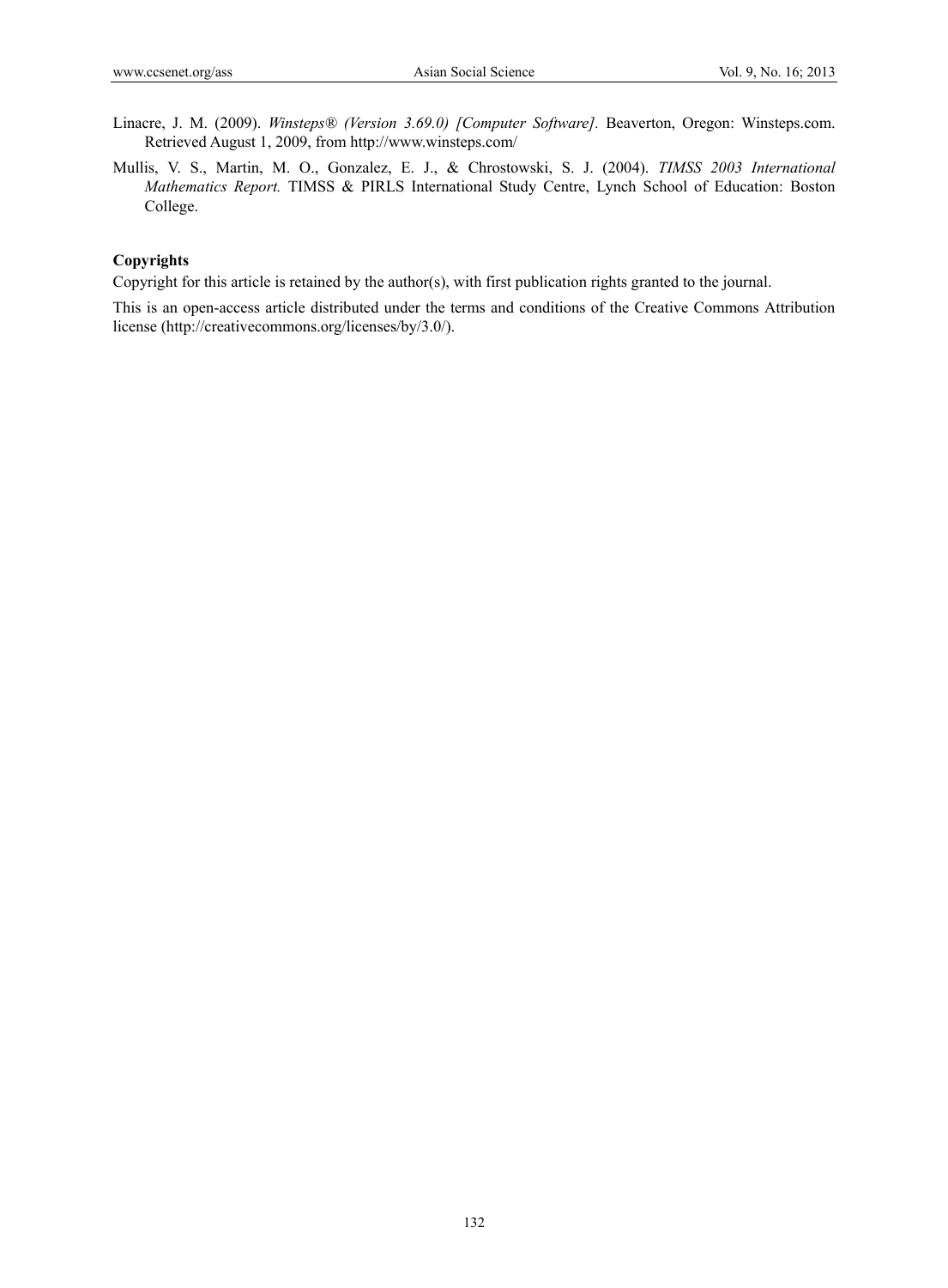Linacre, J. M. (2009). *Winsteps® (Version 3.69.0) [Computer Software].* Beaverton, Oregon: Winsteps.com. Retrieved August 1, 2009, from http://www.winsteps.com/

Mullis, V. S., Martin, M. O., Gonzalez, E. J., & Chrostowski, S. J. (2004). *TIMSS 2003 International Mathematics Report.* TIMSS & PIRLS International Study Centre, Lynch School of Education: Boston College.

**Copyrights**

Copyright for this article is retained by the author(s), with first publication rights granted to the journal.

This is an open-access article distributed under the terms and conditions of the Creative Commons Attribution license (http://creativecommons.org/licenses/by/3.0/).